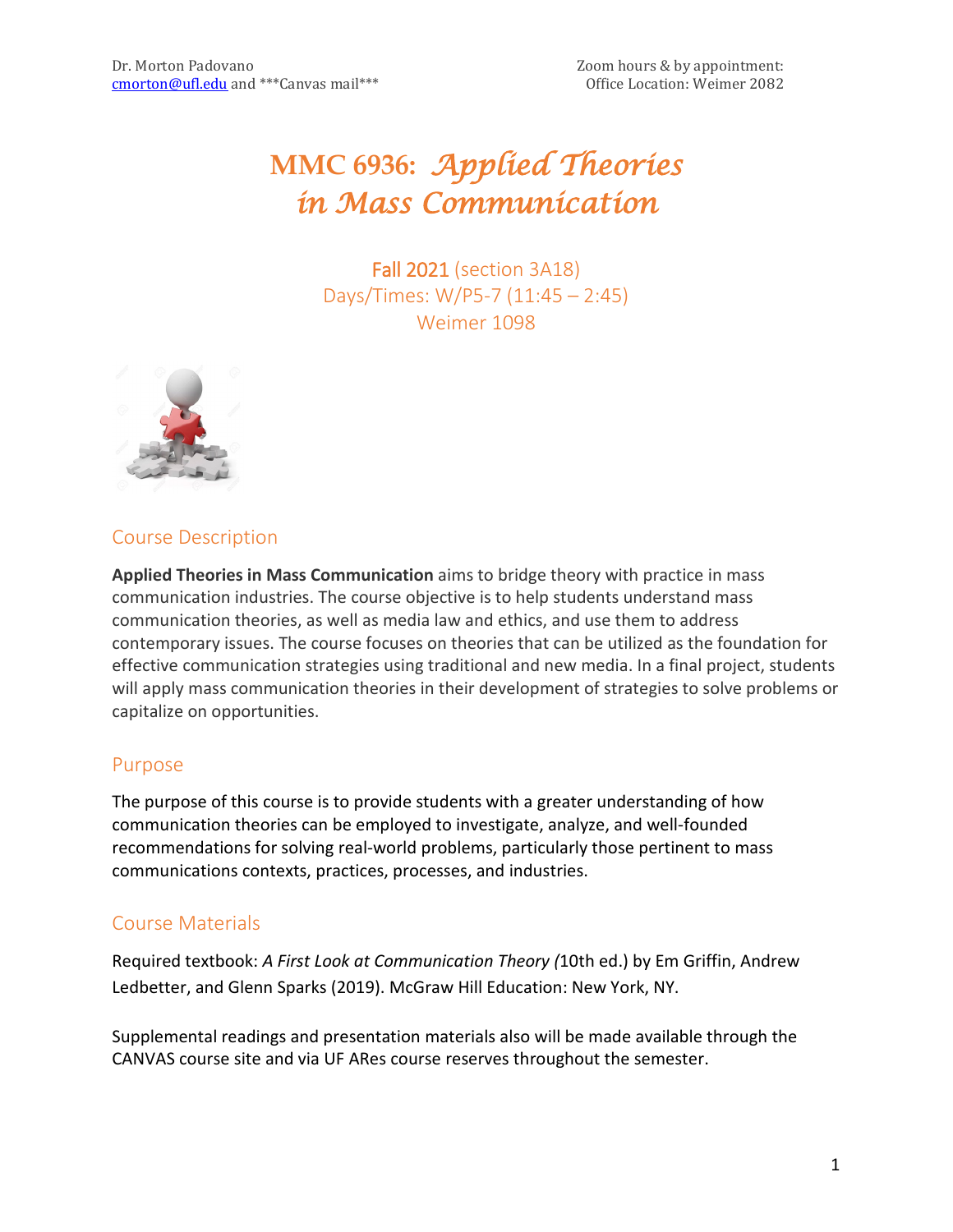Dr. Morton Padovano
cmorton@ufl.edu and ***Canvas mail***

Zoom hours & by appointment:
Office Location: Weimer 2082

# MMC 6936: *Applied Theories in Mass Communication*

Fall 2021 (section 3A18)
Days/Times: W/P5-7 (11:45 – 2:45)
Weimer 1098

## Course Description

**Applied Theories in Mass Communication** aims to bridge theory with practice in mass communication industries. The course objective is to help students understand mass communication theories, as well as media law and ethics, and use them to address contemporary issues. The course focuses on theories that can be utilized as the foundation for effective communication strategies using traditional and new media. In a final project, students will apply mass communication theories in their development of strategies to solve problems or capitalize on opportunities.

## Purpose

The purpose of this course is to provide students with a greater understanding of how communication theories can be employed to investigate, analyze, and well-founded recommendations for solving real-world problems, particularly those pertinent to mass communications contexts, practices, processes, and industries.

## Course Materials

Required textbook: *A First Look at Communication Theory (*10th ed.) by Em Griffin, Andrew Ledbetter, and Glenn Sparks (2019). McGraw Hill Education: New York, NY.

Supplemental readings and presentation materials also will be made available through the CANVAS course site and via UF ARes course reserves throughout the semester.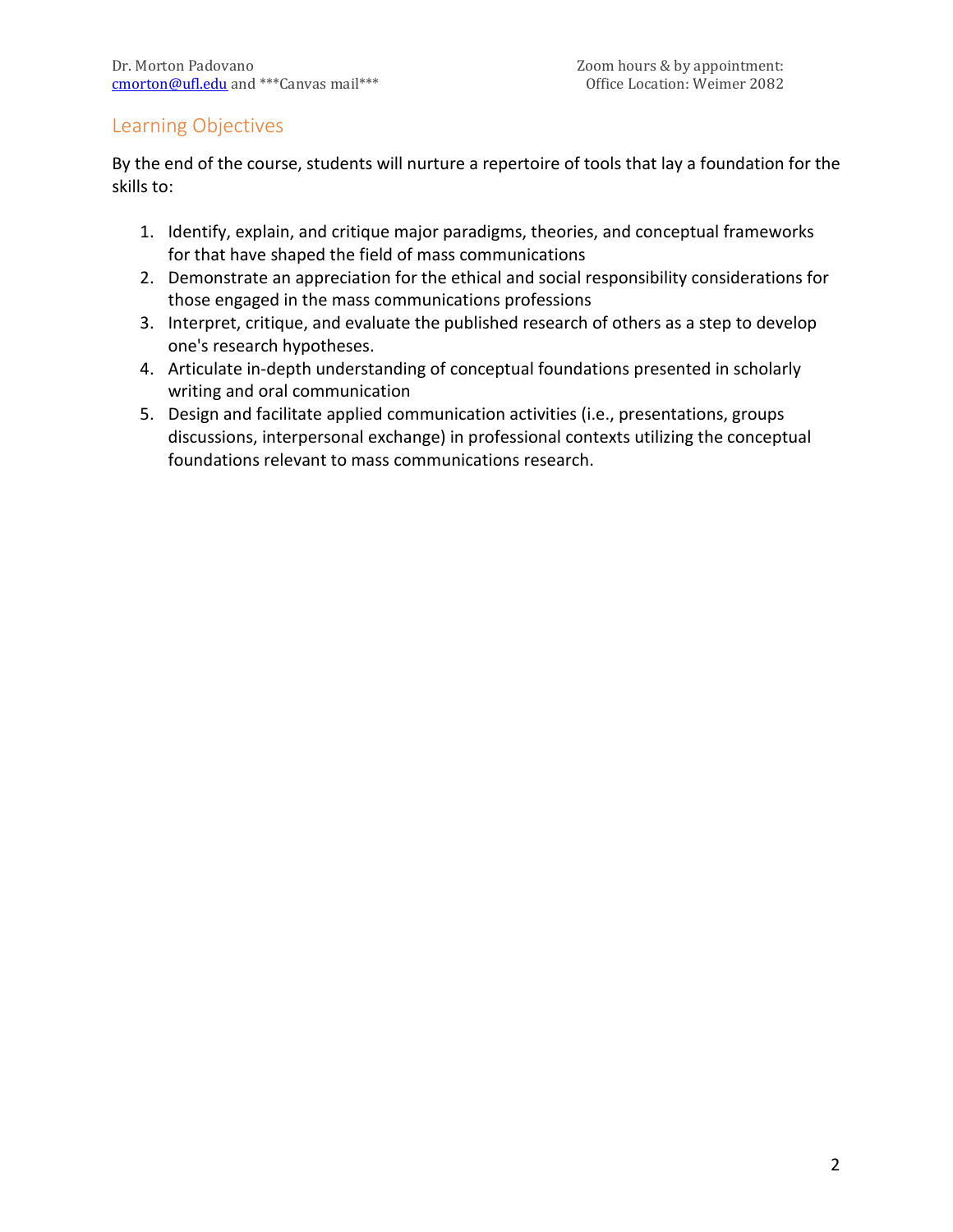## Learning Objectives

By the end of the course, students will nurture a repertoire of tools that lay a foundation for the skills to:

1. Identify, explain, and critique major paradigms, theories, and conceptual frameworks for that have shaped the field of mass communications
2. Demonstrate an appreciation for the ethical and social responsibility considerations for those engaged in the mass communications professions
3. Interpret, critique, and evaluate the published research of others as a step to develop one's research hypotheses.
4. Articulate in-depth understanding of conceptual foundations presented in scholarly writing and oral communication
5. Design and facilitate applied communication activities (i.e., presentations, groups discussions, interpersonal exchange) in professional contexts utilizing the conceptual foundations relevant to mass communications research.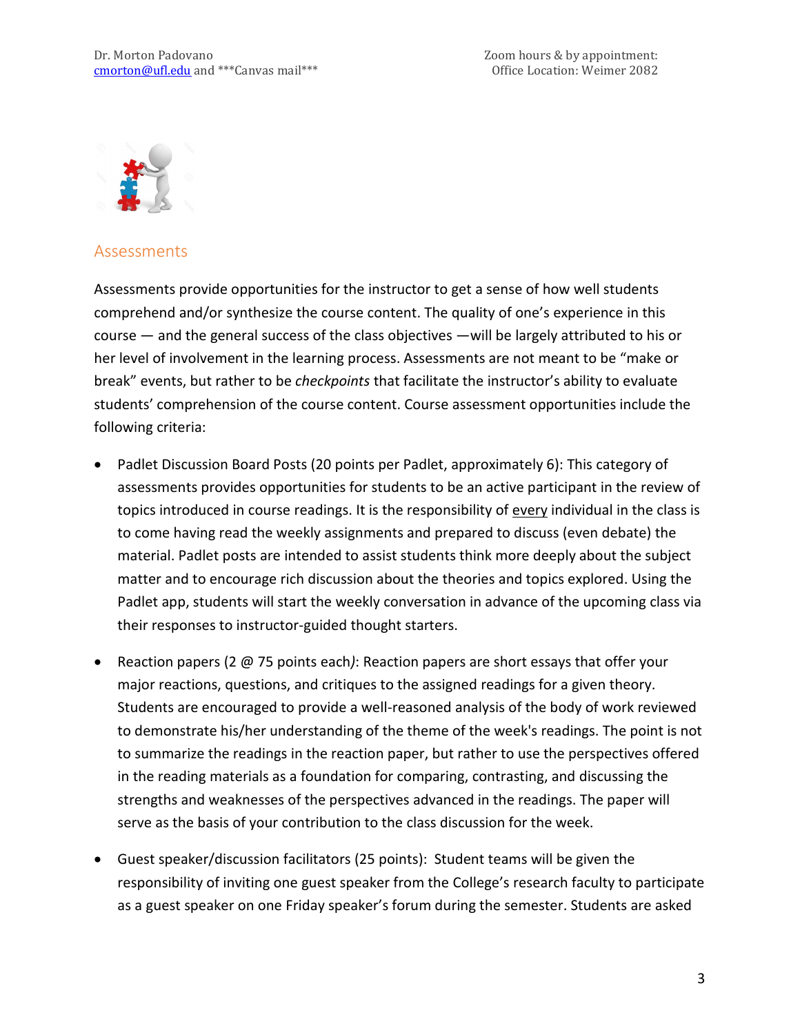## Assessments

Assessments provide opportunities for the instructor to get a sense of how well students comprehend and/or synthesize the course content. The quality of one's experience in this course — and the general success of the class objectives —will be largely attributed to his or her level of involvement in the learning process. Assessments are not meant to be "make or break" events, but rather to be *checkpoints* that facilitate the instructor's ability to evaluate students' comprehension of the course content. Course assessment opportunities include the following criteria:

- Padlet Discussion Board Posts (20 points per Padlet, approximately 6): This category of assessments provides opportunities for students to be an active participant in the review of topics introduced in course readings. It is the responsibility of <u>every</u> individual in the class is to come having read the weekly assignments and prepared to discuss (even debate) the material. Padlet posts are intended to assist students think more deeply about the subject matter and to encourage rich discussion about the theories and topics explored. Using the Padlet app, students will start the weekly conversation in advance of the upcoming class via their responses to instructor-guided thought starters.

- Reaction papers (2 @ 75 points each*)*: Reaction papers are short essays that offer your major reactions, questions, and critiques to the assigned readings for a given theory. Students are encouraged to provide a well-reasoned analysis of the body of work reviewed to demonstrate his/her understanding of the theme of the week's readings. The point is not to summarize the readings in the reaction paper, but rather to use the perspectives offered in the reading materials as a foundation for comparing, contrasting, and discussing the strengths and weaknesses of the perspectives advanced in the readings. The paper will serve as the basis of your contribution to the class discussion for the week.

- Guest speaker/discussion facilitators (25 points): Student teams will be given the responsibility of inviting one guest speaker from the College's research faculty to participate as a guest speaker on one Friday speaker's forum during the semester. Students are asked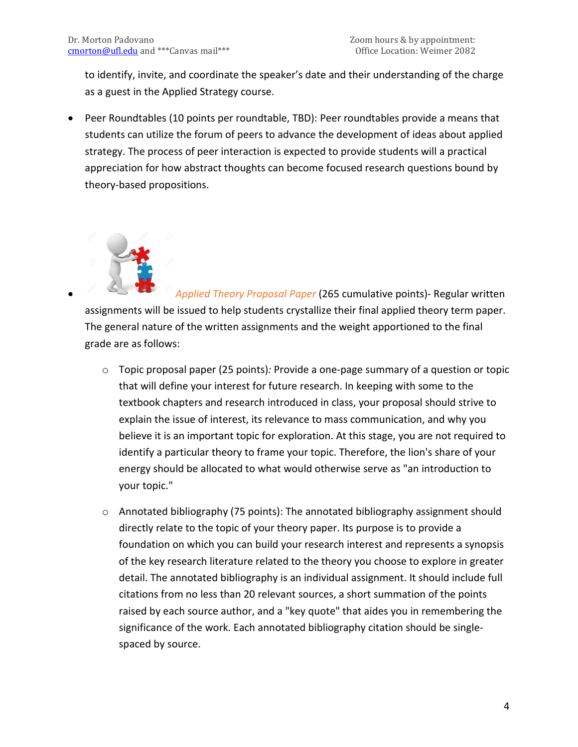to identify, invite, and coordinate the speaker's date and their understanding of the charge as a guest in the Applied Strategy course.

- Peer Roundtables (10 points per roundtable, TBD): Peer roundtables provide a means that students can utilize the forum of peers to advance the development of ideas about applied strategy. The process of peer interaction is expected to provide students will a practical appreciation for how abstract thoughts can become focused research questions bound by theory-based propositions.

- *Applied Theory Proposal Paper* (265 cumulative points)- Regular written assignments will be issued to help students crystallize their final applied theory term paper. The general nature of the written assignments and the weight apportioned to the final grade are as follows:

  - Topic proposal paper (25 points)*:* Provide a one-page summary of a question or topic that will define your interest for future research. In keeping with some to the textbook chapters and research introduced in class, your proposal should strive to explain the issue of interest, its relevance to mass communication, and why you believe it is an important topic for exploration. At this stage, you are not required to identify a particular theory to frame your topic. Therefore, the lion's share of your energy should be allocated to what would otherwise serve as "an introduction to your topic."

  - Annotated bibliography (75 points): The annotated bibliography assignment should directly relate to the topic of your theory paper. Its purpose is to provide a foundation on which you can build your research interest and represents a synopsis of the key research literature related to the theory you choose to explore in greater detail. The annotated bibliography is an individual assignment. It should include full citations from no less than 20 relevant sources, a short summation of the points raised by each source author, and a "key quote" that aides you in remembering the significance of the work. Each annotated bibliography citation should be single-spaced by source.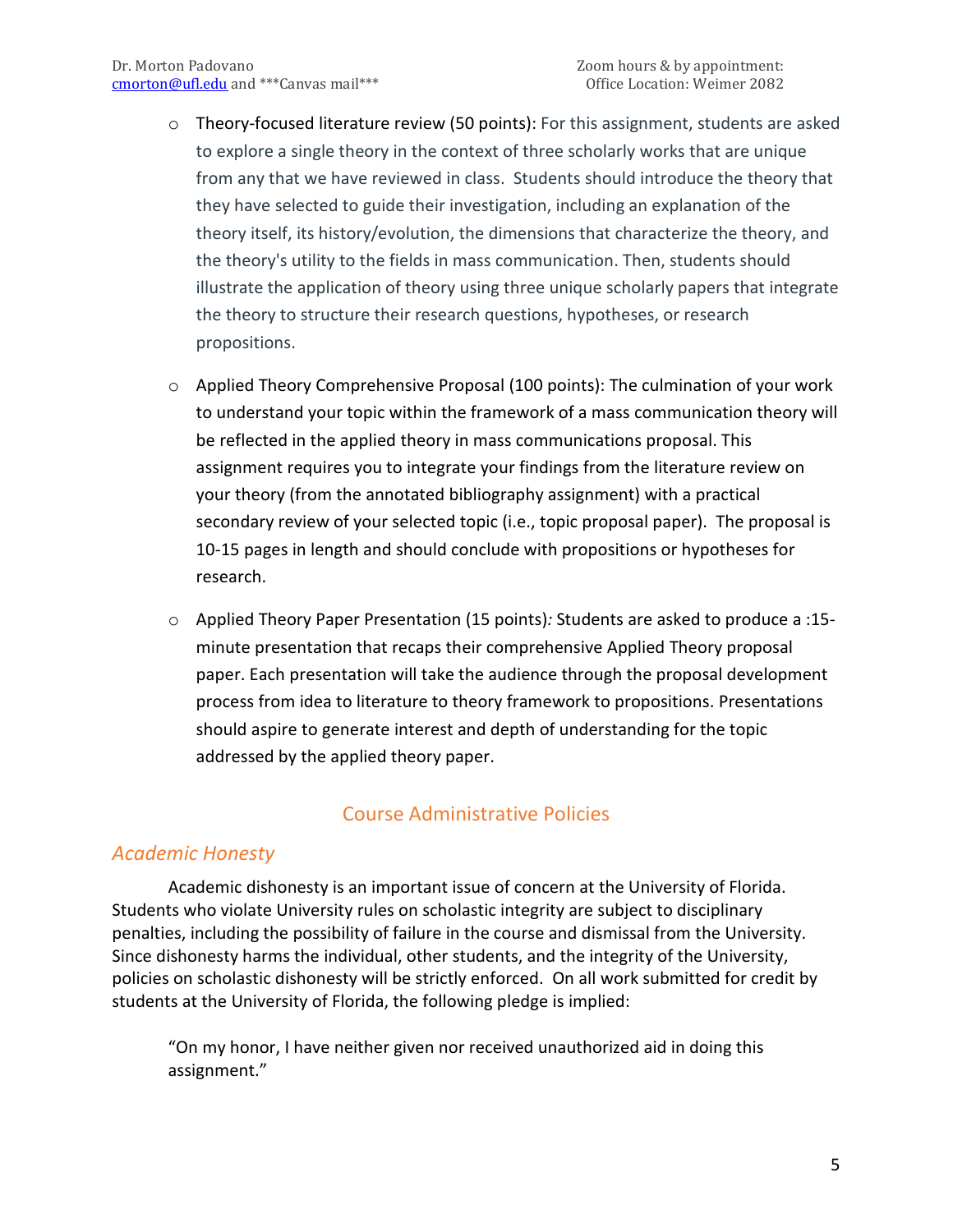- Theory-focused literature review (50 points): For this assignment, students are asked to explore a single theory in the context of three scholarly works that are unique from any that we have reviewed in class. Students should introduce the theory that they have selected to guide their investigation, including an explanation of the theory itself, its history/evolution, the dimensions that characterize the theory, and the theory's utility to the fields in mass communication. Then, students should illustrate the application of theory using three unique scholarly papers that integrate the theory to structure their research questions, hypotheses, or research propositions.

- Applied Theory Comprehensive Proposal (100 points): The culmination of your work to understand your topic within the framework of a mass communication theory will be reflected in the applied theory in mass communications proposal. This assignment requires you to integrate your findings from the literature review on your theory (from the annotated bibliography assignment) with a practical secondary review of your selected topic (i.e., topic proposal paper). The proposal is 10-15 pages in length and should conclude with propositions or hypotheses for research.

- Applied Theory Paper Presentation (15 points)*:* Students are asked to produce a :15-minute presentation that recaps their comprehensive Applied Theory proposal paper. Each presentation will take the audience through the proposal development process from idea to literature to theory framework to propositions. Presentations should aspire to generate interest and depth of understanding for the topic addressed by the applied theory paper.

## Course Administrative Policies

### *Academic Honesty*

Academic dishonesty is an important issue of concern at the University of Florida. Students who violate University rules on scholastic integrity are subject to disciplinary penalties, including the possibility of failure in the course and dismissal from the University. Since dishonesty harms the individual, other students, and the integrity of the University, policies on scholastic dishonesty will be strictly enforced. On all work submitted for credit by students at the University of Florida, the following pledge is implied:

> "On my honor, I have neither given nor received unauthorized aid in doing this assignment."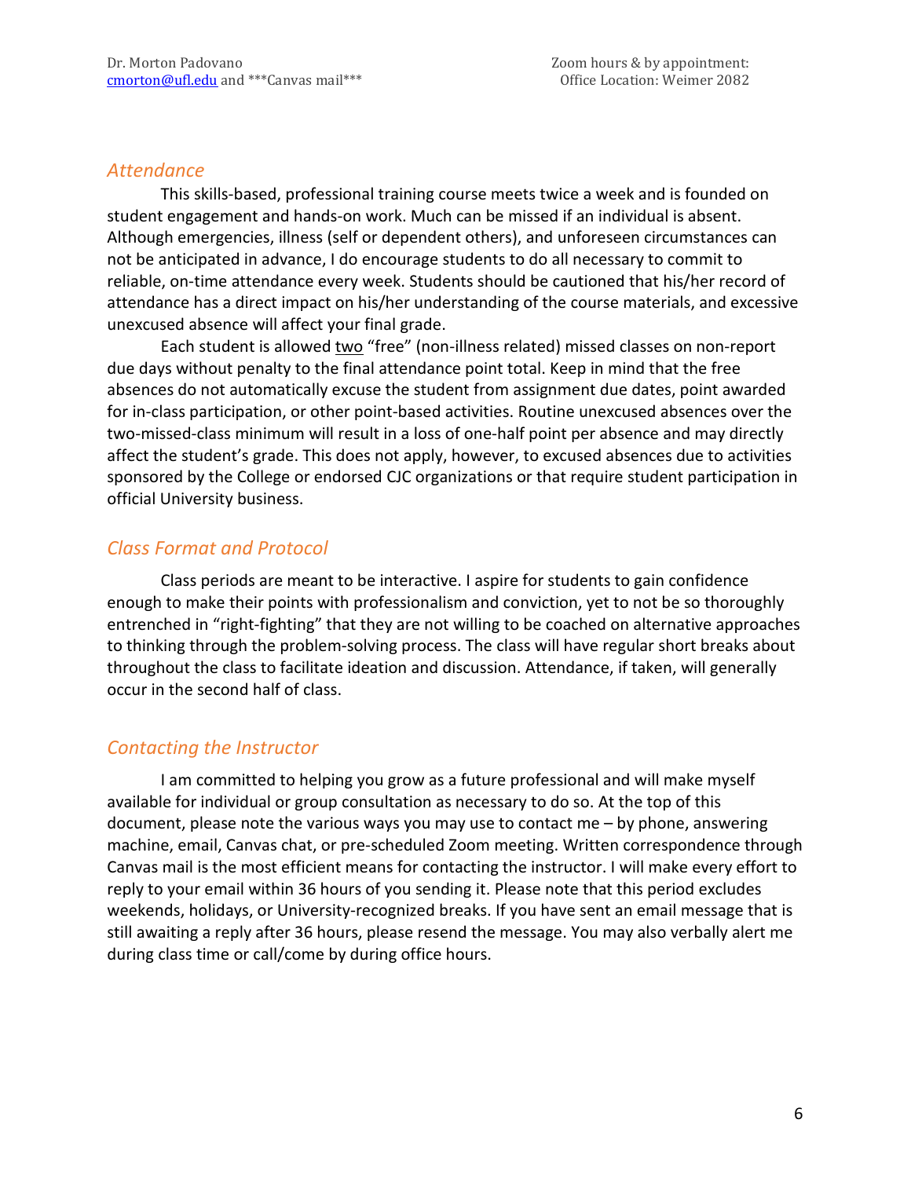## *Attendance*

This skills-based, professional training course meets twice a week and is founded on student engagement and hands-on work. Much can be missed if an individual is absent. Although emergencies, illness (self or dependent others), and unforeseen circumstances can not be anticipated in advance, I do encourage students to do all necessary to commit to reliable, on-time attendance every week. Students should be cautioned that his/her record of attendance has a direct impact on his/her understanding of the course materials, and excessive unexcused absence will affect your final grade.

Each student is allowed two "free" (non-illness related) missed classes on non-report due days without penalty to the final attendance point total. Keep in mind that the free absences do not automatically excuse the student from assignment due dates, point awarded for in-class participation, or other point-based activities. Routine unexcused absences over the two-missed-class minimum will result in a loss of one-half point per absence and may directly affect the student's grade. This does not apply, however, to excused absences due to activities sponsored by the College or endorsed CJC organizations or that require student participation in official University business.

## *Class Format and Protocol*

Class periods are meant to be interactive. I aspire for students to gain confidence enough to make their points with professionalism and conviction, yet to not be so thoroughly entrenched in "right-fighting" that they are not willing to be coached on alternative approaches to thinking through the problem-solving process. The class will have regular short breaks about throughout the class to facilitate ideation and discussion. Attendance, if taken, will generally occur in the second half of class.

## *Contacting the Instructor*

I am committed to helping you grow as a future professional and will make myself available for individual or group consultation as necessary to do so. At the top of this document, please note the various ways you may use to contact me – by phone, answering machine, email, Canvas chat, or pre-scheduled Zoom meeting. Written correspondence through Canvas mail is the most efficient means for contacting the instructor. I will make every effort to reply to your email within 36 hours of you sending it. Please note that this period excludes weekends, holidays, or University-recognized breaks. If you have sent an email message that is still awaiting a reply after 36 hours, please resend the message. You may also verbally alert me during class time or call/come by during office hours.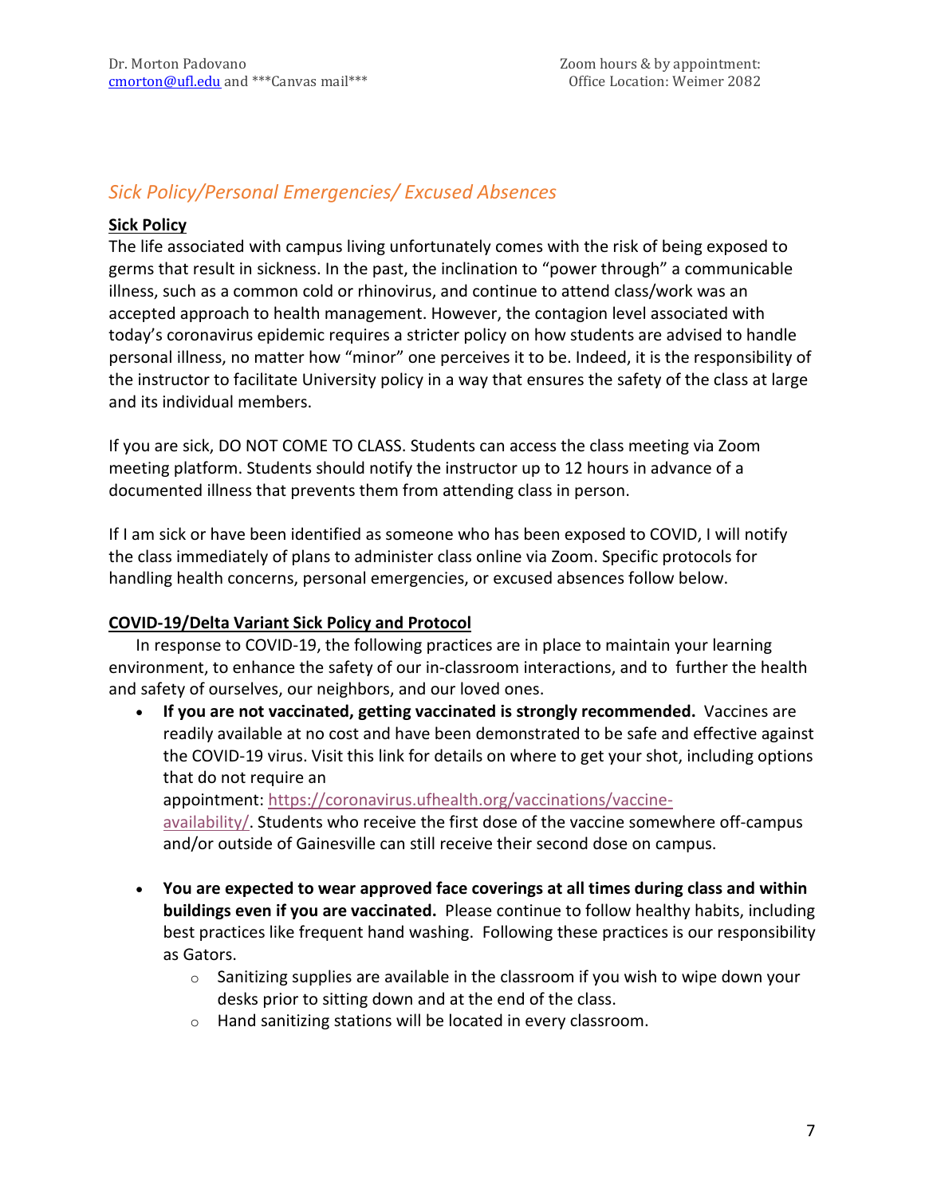## *Sick Policy/Personal Emergencies/ Excused Absences*

**Sick Policy**

The life associated with campus living unfortunately comes with the risk of being exposed to germs that result in sickness. In the past, the inclination to "power through" a communicable illness, such as a common cold or rhinovirus, and continue to attend class/work was an accepted approach to health management. However, the contagion level associated with today's coronavirus epidemic requires a stricter policy on how students are advised to handle personal illness, no matter how "minor" one perceives it to be. Indeed, it is the responsibility of the instructor to facilitate University policy in a way that ensures the safety of the class at large and its individual members.

If you are sick, DO NOT COME TO CLASS. Students can access the class meeting via Zoom meeting platform. Students should notify the instructor up to 12 hours in advance of a documented illness that prevents them from attending class in person.

If I am sick or have been identified as someone who has been exposed to COVID, I will notify the class immediately of plans to administer class online via Zoom. Specific protocols for handling health concerns, personal emergencies, or excused absences follow below.

**COVID-19/Delta Variant Sick Policy and Protocol**

In response to COVID-19, the following practices are in place to maintain your learning environment, to enhance the safety of our in-classroom interactions, and to further the health and safety of ourselves, our neighbors, and our loved ones.

- **If you are not vaccinated, getting vaccinated is strongly recommended.** Vaccines are readily available at no cost and have been demonstrated to be safe and effective against the COVID-19 virus. Visit this link for details on where to get your shot, including options that do not require an appointment: https://coronavirus.ufhealth.org/vaccinations/vaccine-availability/. Students who receive the first dose of the vaccine somewhere off-campus and/or outside of Gainesville can still receive their second dose on campus.

- **You are expected to wear approved face coverings at all times during class and within buildings even if you are vaccinated.** Please continue to follow healthy habits, including best practices like frequent hand washing. Following these practices is our responsibility as Gators.
  - Sanitizing supplies are available in the classroom if you wish to wipe down your desks prior to sitting down and at the end of the class.
  - Hand sanitizing stations will be located in every classroom.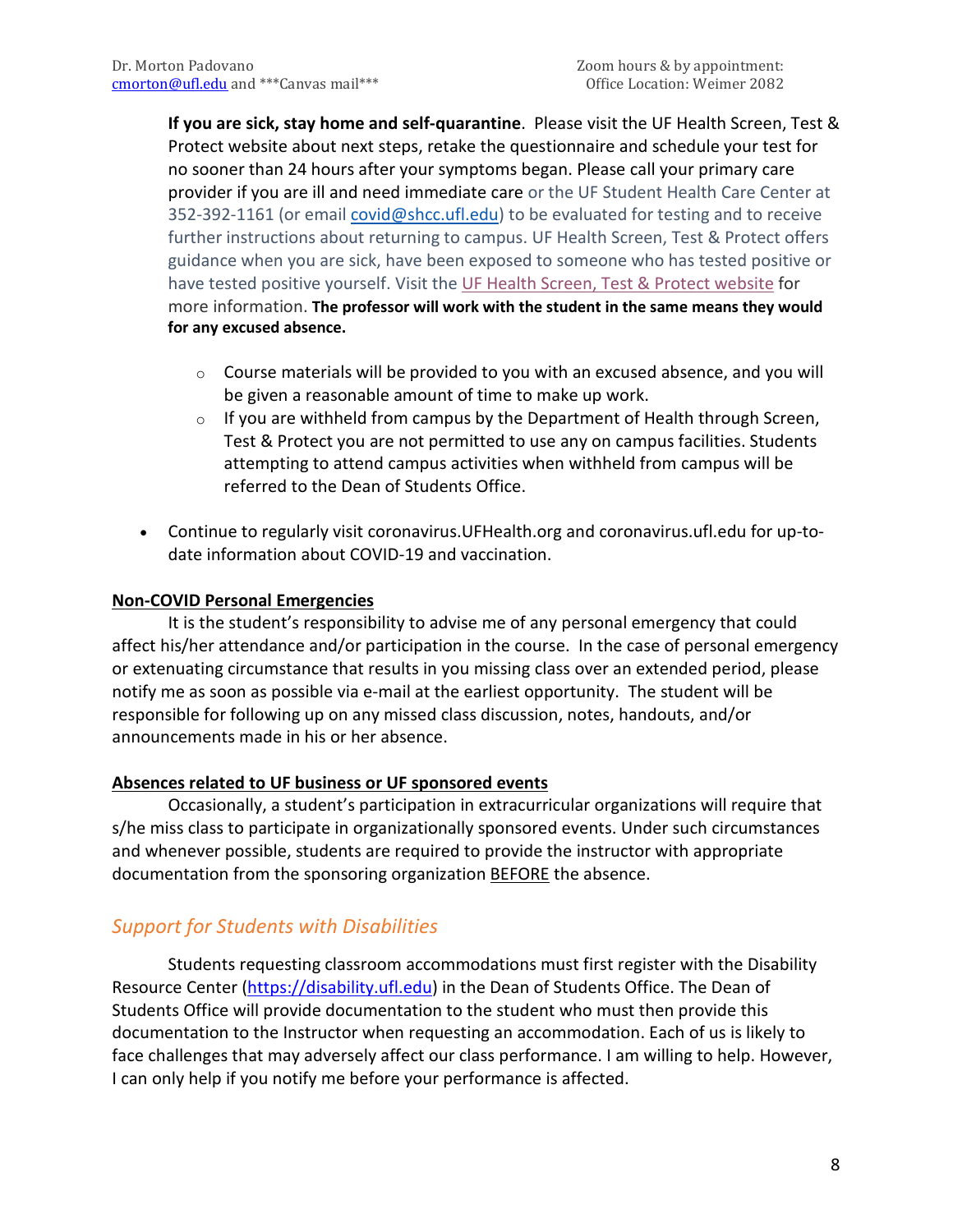**If you are sick, stay home and self-quarantine**. Please visit the UF Health Screen, Test & Protect website about next steps, retake the questionnaire and schedule your test for no sooner than 24 hours after your symptoms began. Please call your primary care provider if you are ill and need immediate care or the UF Student Health Care Center at 352-392-1161 (or email covid@shcc.ufl.edu) to be evaluated for testing and to receive further instructions about returning to campus. UF Health Screen, Test & Protect offers guidance when you are sick, have been exposed to someone who has tested positive or have tested positive yourself. Visit the UF Health Screen, Test & Protect website for more information. **The professor will work with the student in the same means they would for any excused absence.**

- Course materials will be provided to you with an excused absence, and you will be given a reasonable amount of time to make up work.
- If you are withheld from campus by the Department of Health through Screen, Test & Protect you are not permitted to use any on campus facilities. Students attempting to attend campus activities when withheld from campus will be referred to the Dean of Students Office.

- Continue to regularly visit coronavirus.UFHealth.org and coronavirus.ufl.edu for up-to-date information about COVID-19 and vaccination.

**Non-COVID Personal Emergencies**

It is the student's responsibility to advise me of any personal emergency that could affect his/her attendance and/or participation in the course. In the case of personal emergency or extenuating circumstance that results in you missing class over an extended period, please notify me as soon as possible via e-mail at the earliest opportunity. The student will be responsible for following up on any missed class discussion, notes, handouts, and/or announcements made in his or her absence.

**Absences related to UF business or UF sponsored events**

Occasionally, a student's participation in extracurricular organizations will require that s/he miss class to participate in organizationally sponsored events. Under such circumstances and whenever possible, students are required to provide the instructor with appropriate documentation from the sponsoring organization BEFORE the absence.

## *Support for Students with Disabilities*

Students requesting classroom accommodations must first register with the Disability Resource Center (https://disability.ufl.edu) in the Dean of Students Office. The Dean of Students Office will provide documentation to the student who must then provide this documentation to the Instructor when requesting an accommodation. Each of us is likely to face challenges that may adversely affect our class performance. I am willing to help. However, I can only help if you notify me before your performance is affected.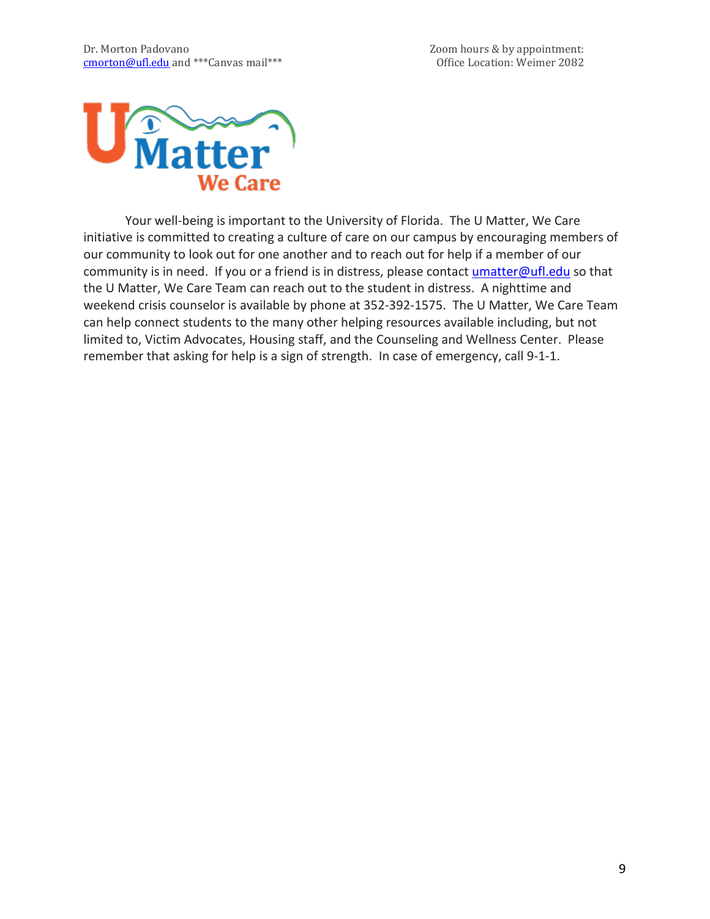# U Matter, We Care

Your well-being is important to the University of Florida. The U Matter, We Care initiative is committed to creating a culture of care on our campus by encouraging members of our community to look out for one another and to reach out for help if a member of our community is in need. If you or a friend is in distress, please contact umatter@ufl.edu so that the U Matter, We Care Team can reach out to the student in distress. A nighttime and weekend crisis counselor is available by phone at 352-392-1575. The U Matter, We Care Team can help connect students to the many other helping resources available including, but not limited to, Victim Advocates, Housing staff, and the Counseling and Wellness Center. Please remember that asking for help is a sign of strength. In case of emergency, call 9-1-1.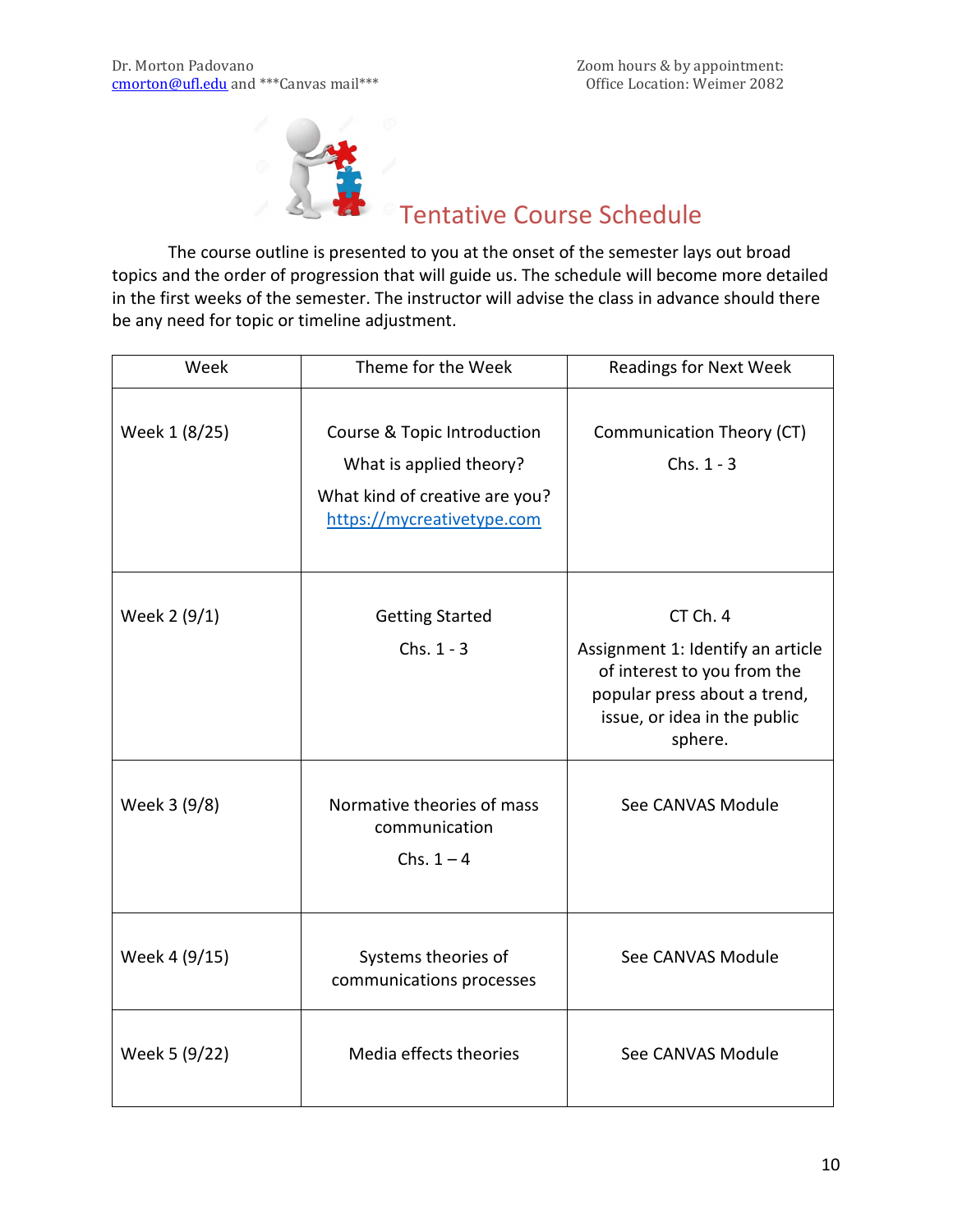Dr. Morton Padovano
cmorton@ufl.edu and ***Canvas mail***

Zoom hours & by appointment:
Office Location: Weimer 2082

## Tentative Course Schedule

The course outline is presented to you at the onset of the semester lays out broad topics and the order of progression that will guide us. The schedule will become more detailed in the first weeks of the semester. The instructor will advise the class in advance should there be any need for topic or timeline adjustment.

| Week | Theme for the Week | Readings for Next Week |
|---|---|---|
| Week 1 (8/25) | Course & Topic Introduction<br>What is applied theory?<br>What kind of creative are you? https://mycreativetype.com | Communication Theory (CT)<br>Chs. 1 - 3 |
| Week 2 (9/1) | Getting Started<br>Chs. 1 - 3 | CT Ch. 4<br>Assignment 1: Identify an article of interest to you from the popular press about a trend, issue, or idea in the public sphere. |
| Week 3 (9/8) | Normative theories of mass communication<br>Chs. 1 – 4 | See CANVAS Module |
| Week 4 (9/15) | Systems theories of communications processes | See CANVAS Module |
| Week 5 (9/22) | Media effects theories | See CANVAS Module |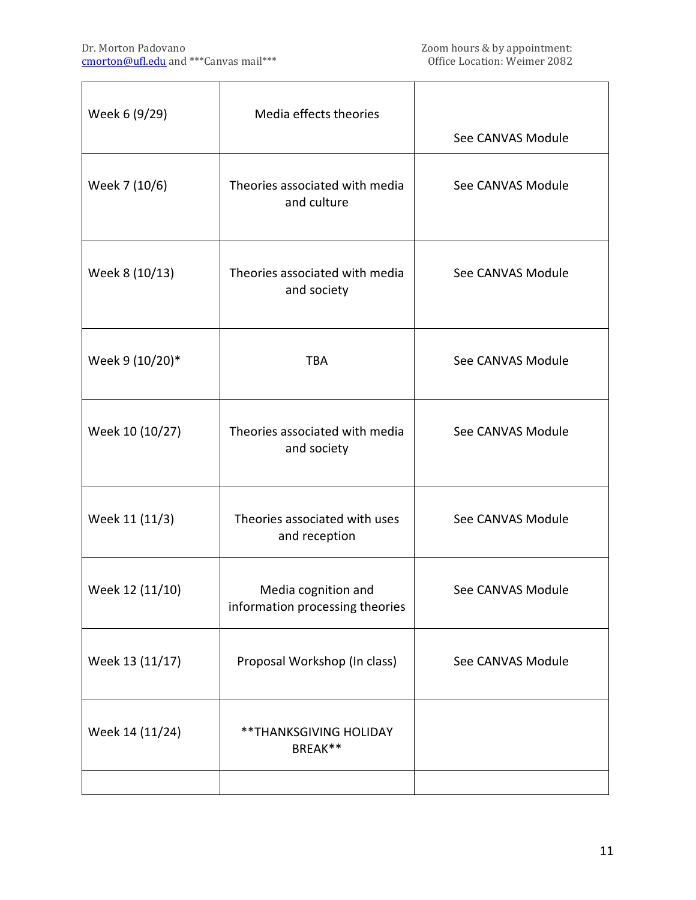| Week 6 (9/29) | Media effects theories | See CANVAS Module |
|---|---|---|
| Week 7 (10/6) | Theories associated with media and culture | See CANVAS Module |
| Week 8 (10/13) | Theories associated with media and society | See CANVAS Module |
| Week 9 (10/20)* | TBA | See CANVAS Module |
| Week 10 (10/27) | Theories associated with media and society | See CANVAS Module |
| Week 11 (11/3) | Theories associated with uses and reception | See CANVAS Module |
| Week 12 (11/10) | Media cognition and information processing theories | See CANVAS Module |
| Week 13 (11/17) | Proposal Workshop (In class) | See CANVAS Module |
| Week 14 (11/24) | **THANKSGIVING HOLIDAY BREAK** | |
| | | |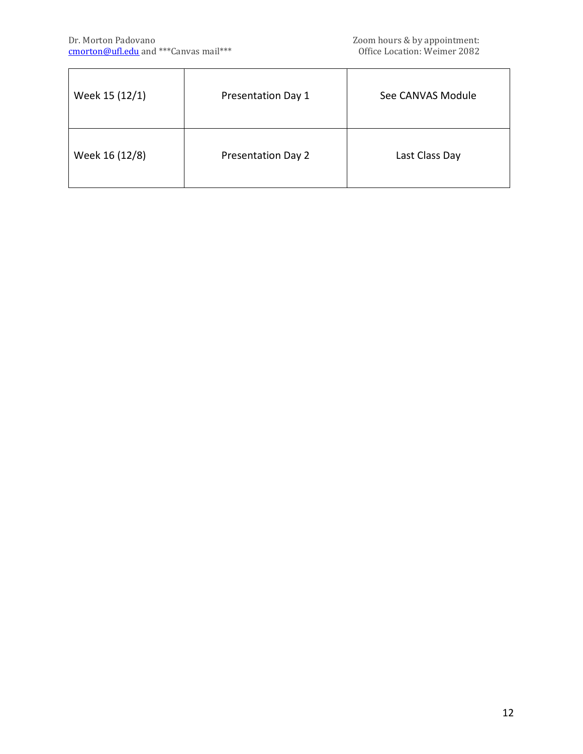| | | |
|---|---|---|
| Week 15 (12/1) | Presentation Day 1 | See CANVAS Module |
| Week 16 (12/8) | Presentation Day 2 | Last Class Day |